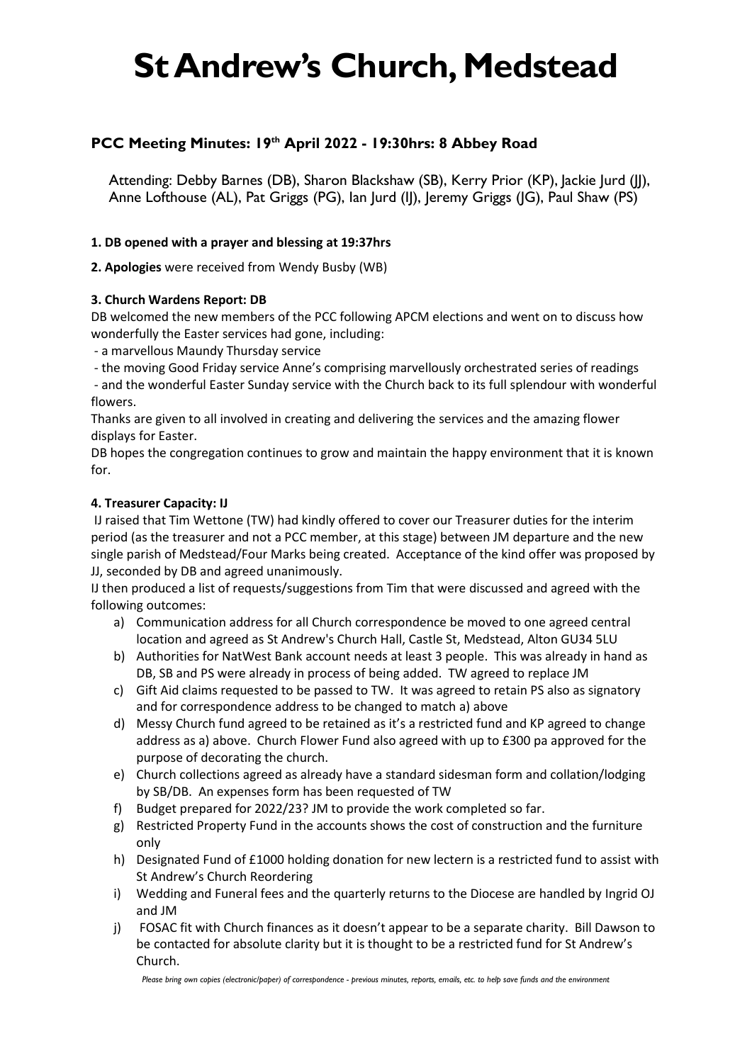# St Andrew's Church, Medstead

## PCC Meeting Minutes: 19th April 2022 - 19:30hrs: 8 Abbey Road

Attending: Debby Barnes (DB), Sharon Blackshaw (SB), Kerry Prior (KP), Jackie Jurd (JJ), Anne Lofthouse (AL), Pat Griggs (PG), Ian Jurd (IJ), Jeremy Griggs (JG), Paul Shaw (PS)

**1. DB opened with a prayer and blessing at 19:37hrs**

**2. Apologies** were received from Wendy Busby (WB)

**3. Church Wardens Report: DB**

DB welcomed the new members of the PCC following APCM elections and went on to discuss how wonderfully the Easter services had gone, including:

- a marvellous Maundy Thursday service
- the moving Good Friday service Anne's comprising marvellously orchestrated series of readings
- and the wonderful Easter Sunday service with the Church back to its full splendour with wonderful flowers.

Thanks are given to all involved in creating and delivering the services and the amazing flower displays for Easter.

DB hopes the congregation continues to grow and maintain the happy environment that it is known for.

**4. Treasurer Capacity: IJ**

IJ raised that Tim Wettone (TW) had kindly offered to cover our Treasurer duties for the interim period (as the treasurer and not a PCC member, at this stage) between JM departure and the new single parish of Medstead/Four Marks being created. Acceptance of the kind offer was proposed by JJ, seconded by DB and agreed unanimously.

IJ then produced a list of requests/suggestions from Tim that were discussed and agreed with the following outcomes:

a) Communication address for all Church correspondence be moved to one agreed central location and agreed as St Andrew's Church Hall, Castle St, Medstead, Alton GU34 5LU
b) Authorities for NatWest Bank account needs at least 3 people. This was already in hand as DB, SB and PS were already in process of being added. TW agreed to replace JM
c) Gift Aid claims requested to be passed to TW. It was agreed to retain PS also as signatory and for correspondence address to be changed to match a) above
d) Messy Church fund agreed to be retained as it's a restricted fund and KP agreed to change address as a) above. Church Flower Fund also agreed with up to £300 pa approved for the purpose of decorating the church.
e) Church collections agreed as already have a standard sidesman form and collation/lodging by SB/DB. An expenses form has been requested of TW
f) Budget prepared for 2022/23? JM to provide the work completed so far.
g) Restricted Property Fund in the accounts shows the cost of construction and the furniture only
h) Designated Fund of £1000 holding donation for new lectern is a restricted fund to assist with St Andrew's Church Reordering
i) Wedding and Funeral fees and the quarterly returns to the Diocese are handled by Ingrid OJ and JM
j) FOSAC fit with Church finances as it doesn't appear to be a separate charity. Bill Dawson to be contacted for absolute clarity but it is thought to be a restricted fund for St Andrew's Church.

*Please bring own copies (electronic/paper) of correspondence - previous minutes, reports, emails, etc. to help save funds and the environment*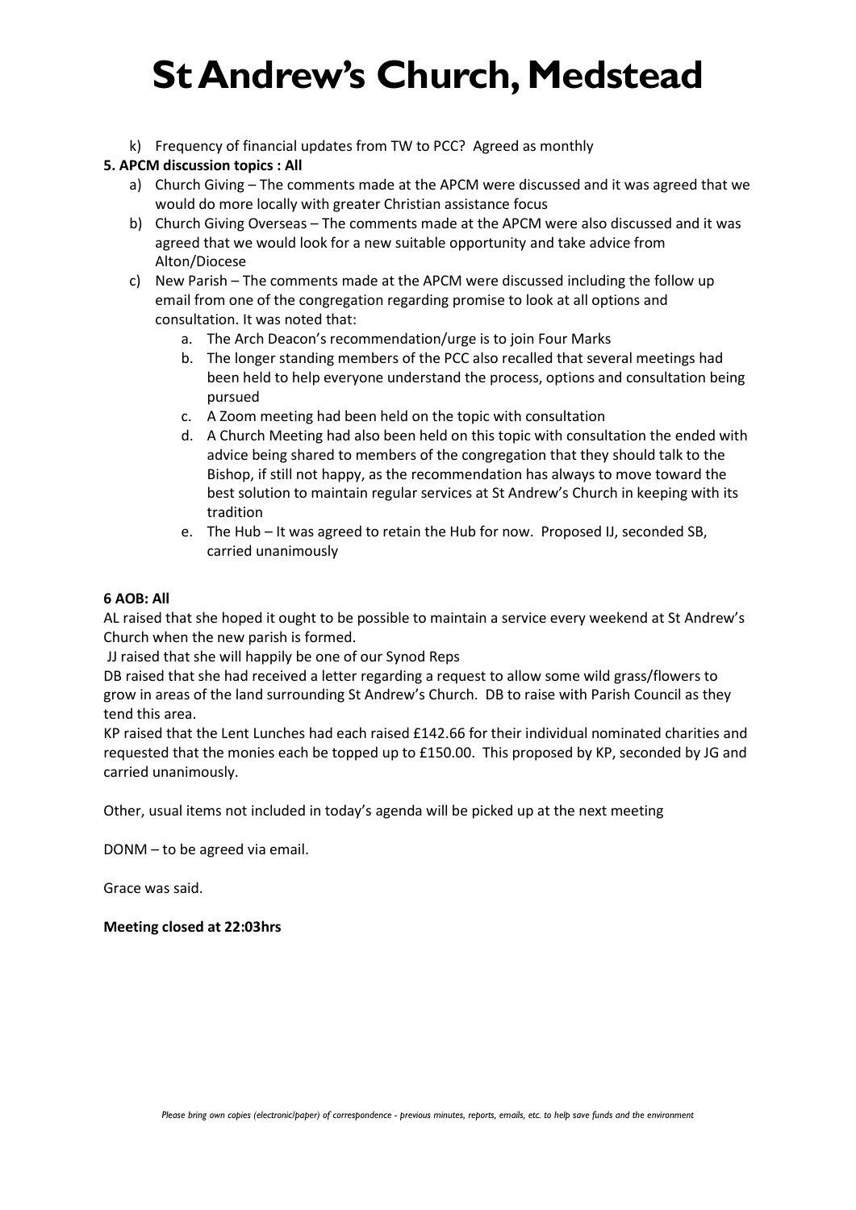k) Frequency of financial updates from TW to PCC? Agreed as monthly

**5. APCM discussion topics : All**

a) Church Giving – The comments made at the APCM were discussed and it was agreed that we would do more locally with greater Christian assistance focus
b) Church Giving Overseas – The comments made at the APCM were also discussed and it was agreed that we would look for a new suitable opportunity and take advice from Alton/Diocese
c) New Parish – The comments made at the APCM were discussed including the follow up email from one of the congregation regarding promise to look at all options and consultation. It was noted that:
    a. The Arch Deacon's recommendation/urge is to join Four Marks
    b. The longer standing members of the PCC also recalled that several meetings had been held to help everyone understand the process, options and consultation being pursued
    c. A Zoom meeting had been held on the topic with consultation
    d. A Church Meeting had also been held on this topic with consultation the ended with advice being shared to members of the congregation that they should talk to the Bishop, if still not happy, as the recommendation has always to move toward the best solution to maintain regular services at St Andrew's Church in keeping with its tradition
    e. The Hub – It was agreed to retain the Hub for now. Proposed IJ, seconded SB, carried unanimously

**6 AOB: All**

AL raised that she hoped it ought to be possible to maintain a service every weekend at St Andrew's Church when the new parish is formed.

JJ raised that she will happily be one of our Synod Reps

DB raised that she had received a letter regarding a request to allow some wild grass/flowers to grow in areas of the land surrounding St Andrew's Church. DB to raise with Parish Council as they tend this area.

KP raised that the Lent Lunches had each raised £142.66 for their individual nominated charities and requested that the monies each be topped up to £150.00. This proposed by KP, seconded by JG and carried unanimously.

Other, usual items not included in today's agenda will be picked up at the next meeting

DONM – to be agreed via email.

Grace was said.

**Meeting closed at 22:03hrs**

*Please bring own copies (electronic/paper) of correspondence - previous minutes, reports, emails, etc. to help save funds and the environment*